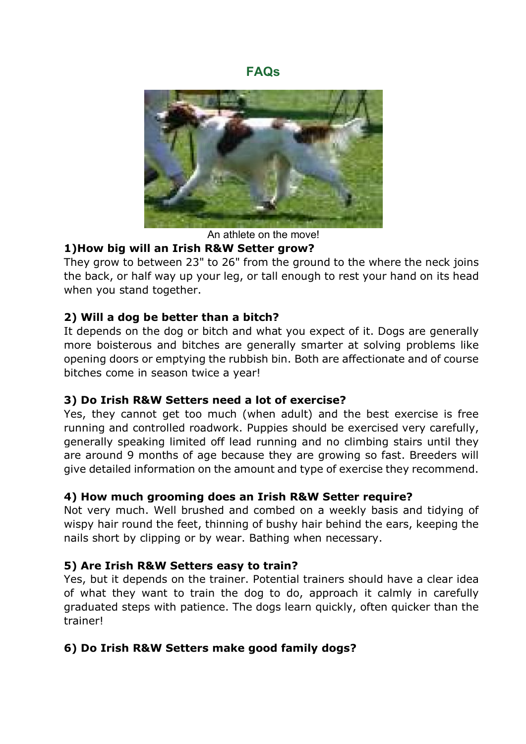# FAQs

An athlete on the move!

### 1)How big will an Irish R&W Setter grow?

They grow to between 23" to 26" from the ground to the where the neck joins the back, or half way up your leg, or tall enough to rest your hand on its head when you stand together.

### 2) Will a dog be better than a bitch?

It depends on the dog or bitch and what you expect of it. Dogs are generally more boisterous and bitches are generally smarter at solving problems like opening doors or emptying the rubbish bin. Both are affectionate and of course bitches come in season twice a year!

### 3) Do Irish R&W Setters need a lot of exercise?

Yes, they cannot get too much (when adult) and the best exercise is free running and controlled roadwork. Puppies should be exercised very carefully, generally speaking limited off lead running and no climbing stairs until they are around 9 months of age because they are growing so fast. Breeders will give detailed information on the amount and type of exercise they recommend.

### 4) How much grooming does an Irish R&W Setter require?

Not very much. Well brushed and combed on a weekly basis and tidying of wispy hair round the feet, thinning of bushy hair behind the ears, keeping the nails short by clipping or by wear. Bathing when necessary.

### 5) Are Irish R&W Setters easy to train?

Yes, but it depends on the trainer. Potential trainers should have a clear idea of what they want to train the dog to do, approach it calmly in carefully graduated steps with patience. The dogs learn quickly, often quicker than the trainer!

### 6) Do Irish R&W Setters make good family dogs?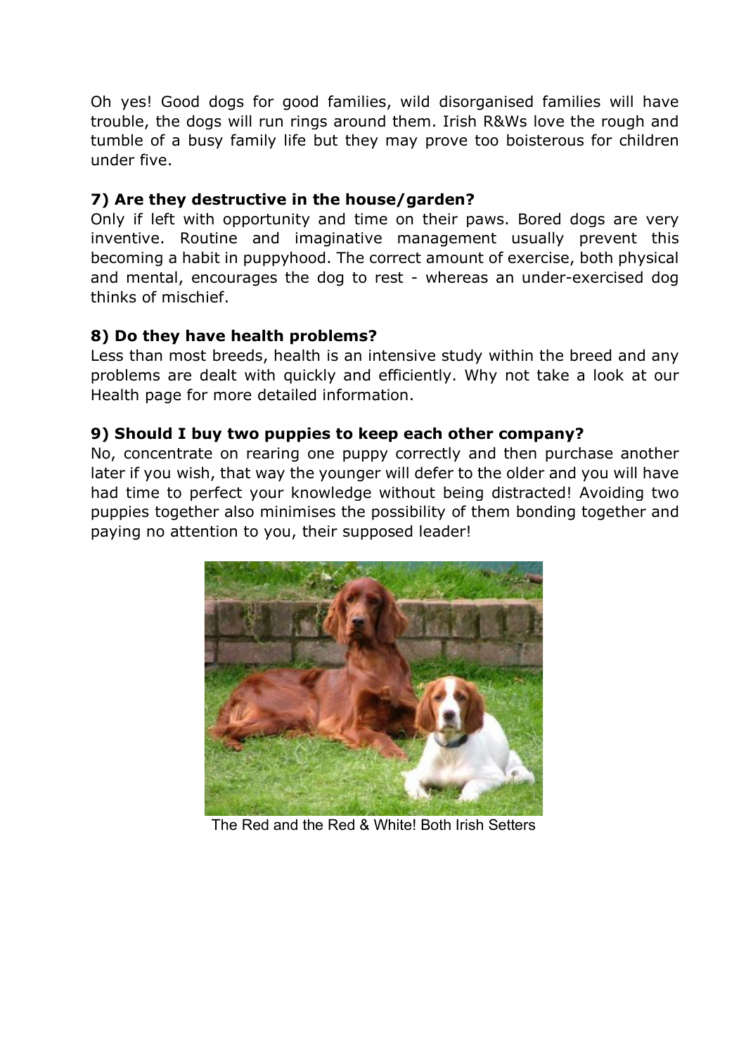Oh yes! Good dogs for good families, wild disorganised families will have trouble, the dogs will run rings around them. Irish R&Ws love the rough and tumble of a busy family life but they may prove too boisterous for children under five.

### 7) Are they destructive in the house/garden?

Only if left with opportunity and time on their paws. Bored dogs are very inventive. Routine and imaginative management usually prevent this becoming a habit in puppyhood. The correct amount of exercise, both physical and mental, encourages the dog to rest - whereas an under-exercised dog thinks of mischief.

### 8) Do they have health problems?

Less than most breeds, health is an intensive study within the breed and any problems are dealt with quickly and efficiently. Why not take a look at our Health page for more detailed information.

### 9) Should I buy two puppies to keep each other company?

No, concentrate on rearing one puppy correctly and then purchase another later if you wish, that way the younger will defer to the older and you will have had time to perfect your knowledge without being distracted! Avoiding two puppies together also minimises the possibility of them bonding together and paying no attention to you, their supposed leader!

The Red and the Red & White! Both Irish Setters